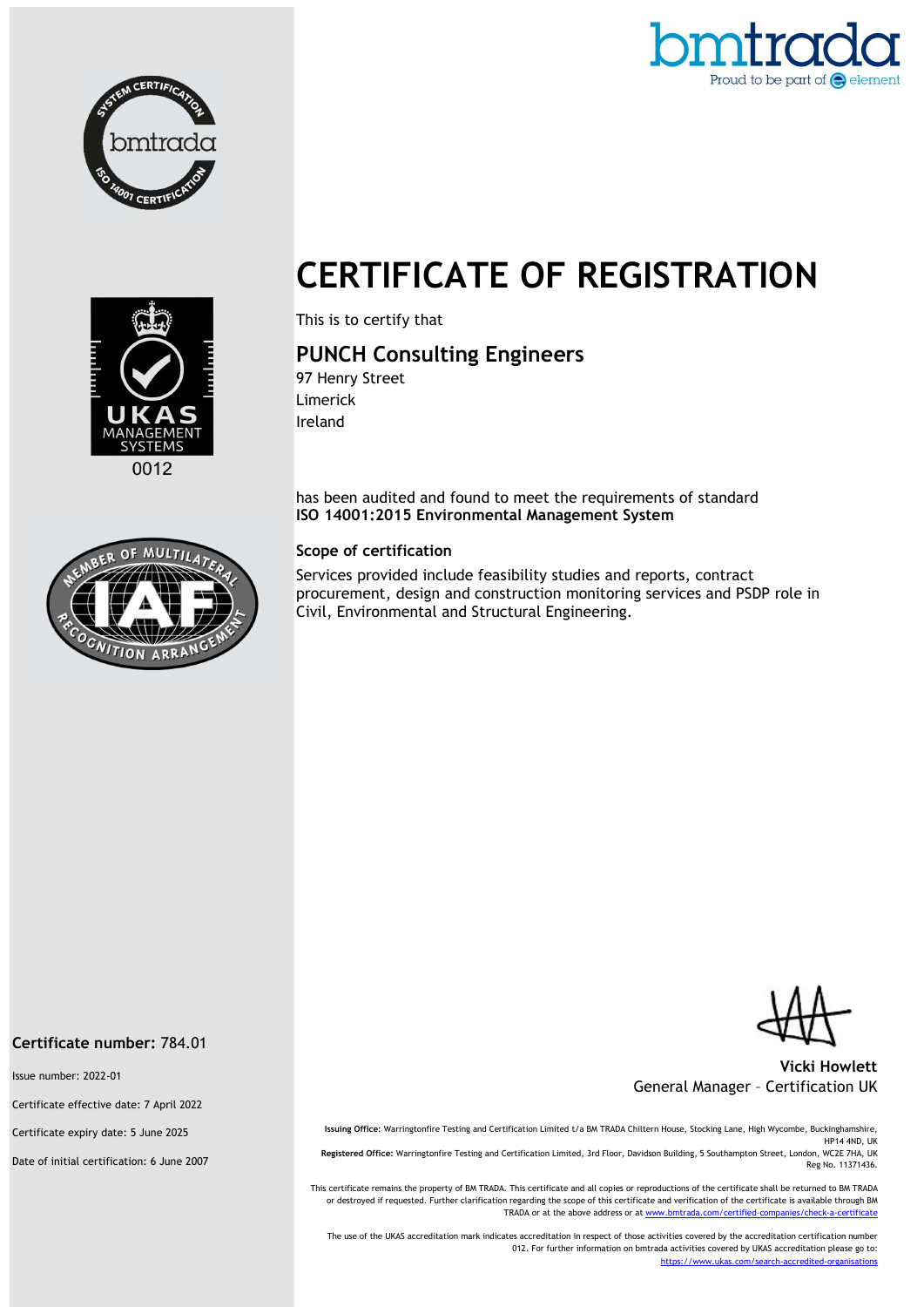bmtrada
Proud to be part of element

# CERTIFICATE OF REGISTRATION

This is to certify that

## PUNCH Consulting Engineers

97 Henry Street
Limerick
Ireland

has been audited and found to meet the requirements of standard
**ISO 14001:2015 Environmental Management System**

### Scope of certification

Services provided include feasibility studies and reports, contract procurement, design and construction monitoring services and PSDP role in Civil, Environmental and Structural Engineering.

**Vicki Howlett**
General Manager – Certification UK

**Certificate number:** 784.01

Issue number: 2022-01

Certificate effective date: 7 April 2022

Certificate expiry date: 5 June 2025

Date of initial certification: 6 June 2007

**Issuing Office:** Warringtonfire Testing and Certification Limited t/a BM TRADA Chiltern House, Stocking Lane, High Wycombe, Buckinghamshire, HP14 4ND, UK
**Registered Office:** Warringtonfire Testing and Certification Limited, 3rd Floor, Davidson Building, 5 Southampton Street, London, WC2E 7HA, UK Reg No. 11371436.

This certificate remains the property of BM TRADA. This certificate and all copies or reproductions of the certificate shall be returned to BM TRADA or destroyed if requested. Further clarification regarding the scope of this certificate and verification of the certificate is available through BM TRADA or at the above address or at www.bmtrada.com/certified-companies/check-a-certificate

The use of the UKAS accreditation mark indicates accreditation in respect of those activities covered by the accreditation certification number 012. For further information on bmtrada activities covered by UKAS accreditation please go to: https://www.ukas.com/search-accredited-organisations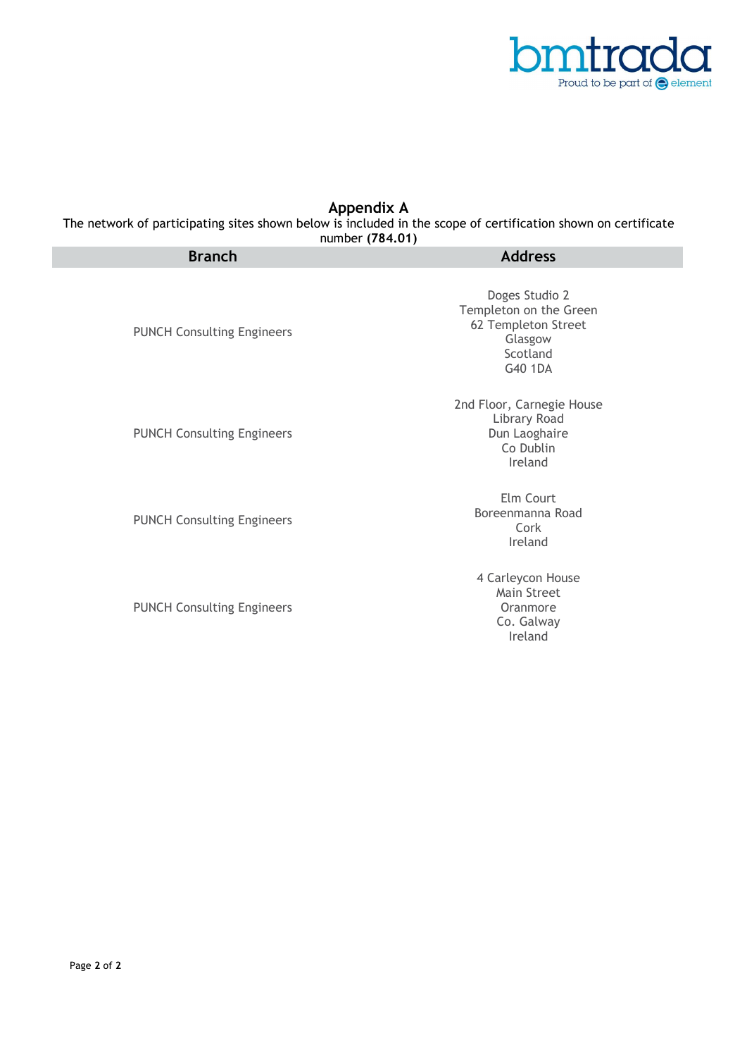# Appendix A

The network of participating sites shown below is included in the scope of certification shown on certificate number **(784.01)**

| Branch | Address |
|---|---|
| PUNCH Consulting Engineers | Doges Studio 2<br>Templeton on the Green<br>62 Templeton Street<br>Glasgow<br>Scotland<br>G40 1DA |
| PUNCH Consulting Engineers | 2nd Floor, Carnegie House<br>Library Road<br>Dun Laoghaire<br>Co Dublin<br>Ireland |
| PUNCH Consulting Engineers | Elm Court<br>Boreenmanna Road<br>Cork<br>Ireland |
| PUNCH Consulting Engineers | 4 Carleycon House<br>Main Street<br>Oranmore<br>Co. Galway<br>Ireland |